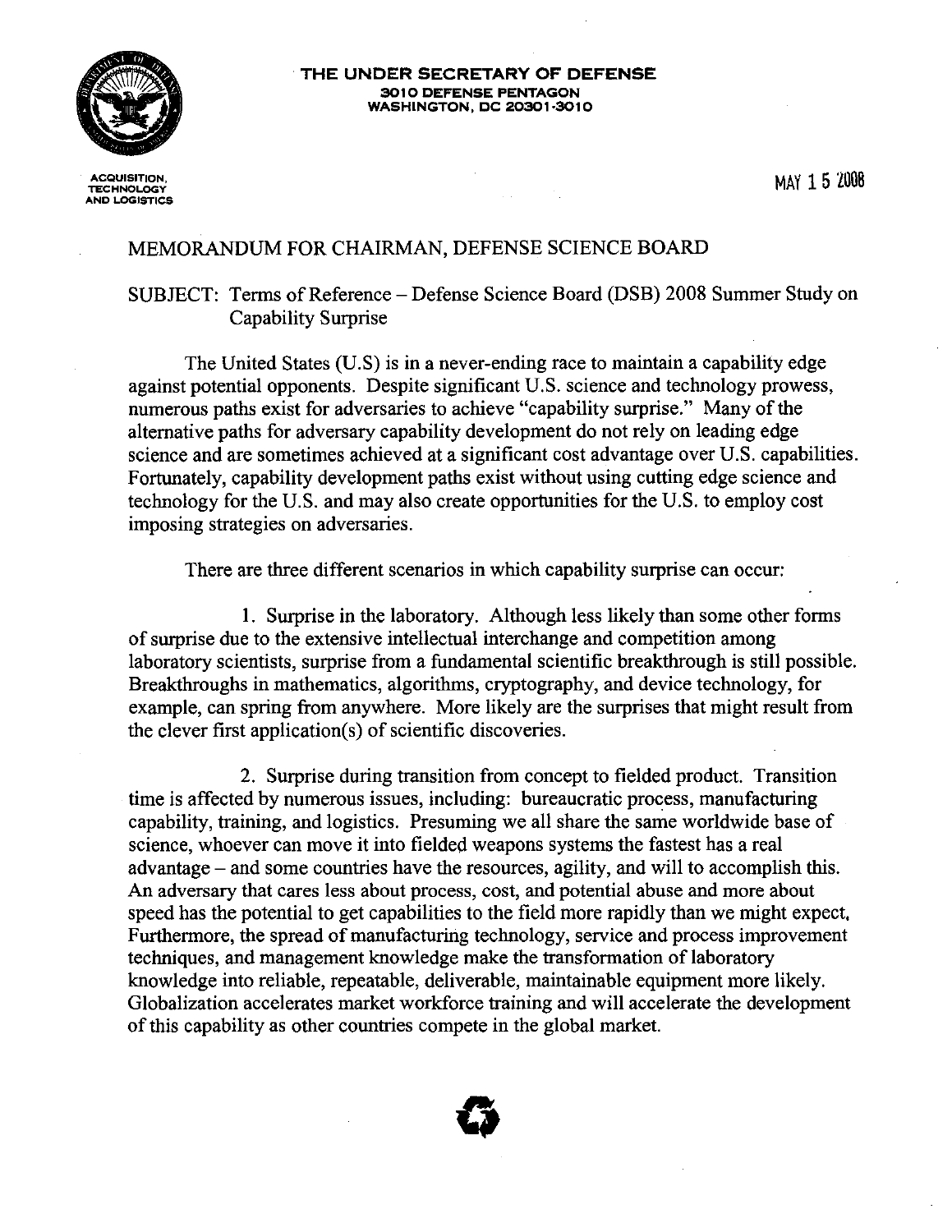**THE UNDER SECRETARY OF DEFENSE**
**3010 DEFENSE PENTAGON**
**WASHINGTON, DC 20301-3010**

ACQUISITION, TECHNOLOGY AND LOGISTICS

MAY 15 2008

MEMORANDUM FOR CHAIRMAN, DEFENSE SCIENCE BOARD

SUBJECT: Terms of Reference – Defense Science Board (DSB) 2008 Summer Study on Capability Surprise

The United States (U.S) is in a never-ending race to maintain a capability edge against potential opponents. Despite significant U.S. science and technology prowess, numerous paths exist for adversaries to achieve "capability surprise." Many of the alternative paths for adversary capability development do not rely on leading edge science and are sometimes achieved at a significant cost advantage over U.S. capabilities. Fortunately, capability development paths exist without using cutting edge science and technology for the U.S. and may also create opportunities for the U.S. to employ cost imposing strategies on adversaries.

There are three different scenarios in which capability surprise can occur:

1. Surprise in the laboratory. Although less likely than some other forms of surprise due to the extensive intellectual interchange and competition among laboratory scientists, surprise from a fundamental scientific breakthrough is still possible. Breakthroughs in mathematics, algorithms, cryptography, and device technology, for example, can spring from anywhere. More likely are the surprises that might result from the clever first application(s) of scientific discoveries.

2. Surprise during transition from concept to fielded product. Transition time is affected by numerous issues, including: bureaucratic process, manufacturing capability, training, and logistics. Presuming we all share the same worldwide base of science, whoever can move it into fielded weapons systems the fastest has a real advantage – and some countries have the resources, agility, and will to accomplish this. An adversary that cares less about process, cost, and potential abuse and more about speed has the potential to get capabilities to the field more rapidly than we might expect. Furthermore, the spread of manufacturing technology, service and process improvement techniques, and management knowledge make the transformation of laboratory knowledge into reliable, repeatable, deliverable, maintainable equipment more likely. Globalization accelerates market workforce training and will accelerate the development of this capability as other countries compete in the global market.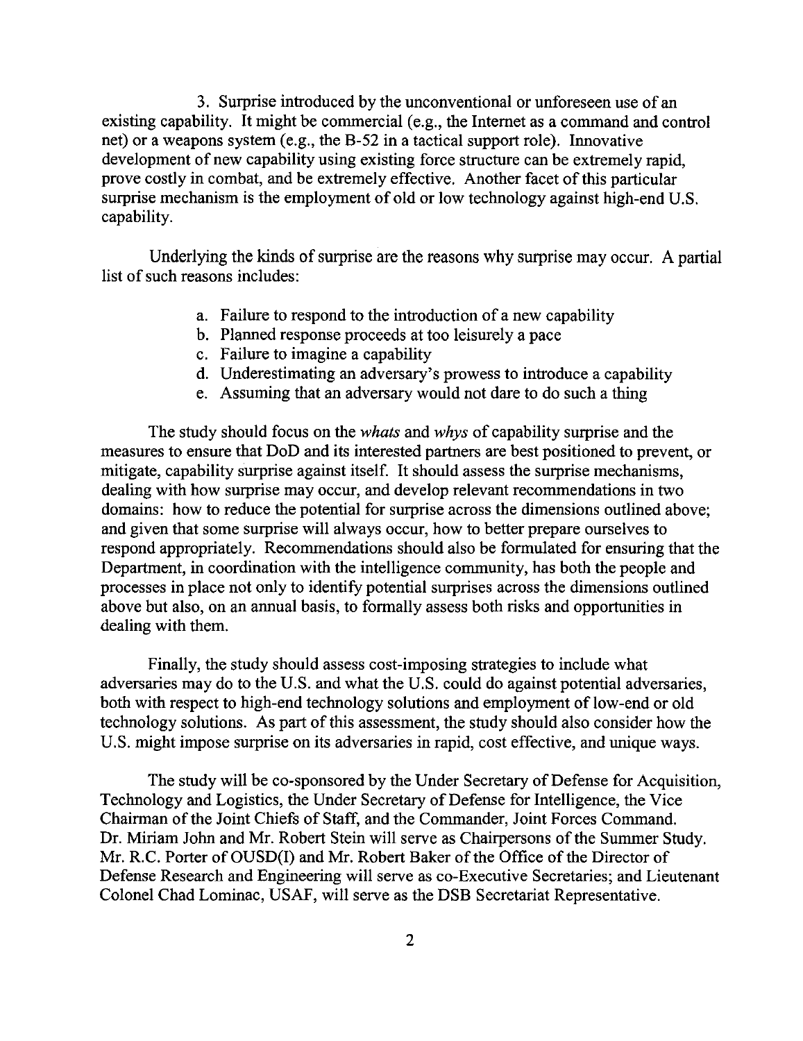3. Surprise introduced by the unconventional or unforeseen use of an existing capability. It might be commercial (e.g., the Internet as a command and control net) or a weapons system (e.g., the B-52 in a tactical support role). Innovative development of new capability using existing force structure can be extremely rapid, prove costly in combat, and be extremely effective. Another facet of this particular surprise mechanism is the employment of old or low technology against high-end U.S. capability.

Underlying the kinds of surprise are the reasons why surprise may occur. A partial list of such reasons includes:

a. Failure to respond to the introduction of a new capability
b. Planned response proceeds at too leisurely a pace
c. Failure to imagine a capability
d. Underestimating an adversary's prowess to introduce a capability
e. Assuming that an adversary would not dare to do such a thing

The study should focus on the *whats* and *whys* of capability surprise and the measures to ensure that DoD and its interested partners are best positioned to prevent, or mitigate, capability surprise against itself. It should assess the surprise mechanisms, dealing with how surprise may occur, and develop relevant recommendations in two domains: how to reduce the potential for surprise across the dimensions outlined above; and given that some surprise will always occur, how to better prepare ourselves to respond appropriately. Recommendations should also be formulated for ensuring that the Department, in coordination with the intelligence community, has both the people and processes in place not only to identify potential surprises across the dimensions outlined above but also, on an annual basis, to formally assess both risks and opportunities in dealing with them.

Finally, the study should assess cost-imposing strategies to include what adversaries may do to the U.S. and what the U.S. could do against potential adversaries, both with respect to high-end technology solutions and employment of low-end or old technology solutions. As part of this assessment, the study should also consider how the U.S. might impose surprise on its adversaries in rapid, cost effective, and unique ways.

The study will be co-sponsored by the Under Secretary of Defense for Acquisition, Technology and Logistics, the Under Secretary of Defense for Intelligence, the Vice Chairman of the Joint Chiefs of Staff, and the Commander, Joint Forces Command. Dr. Miriam John and Mr. Robert Stein will serve as Chairpersons of the Summer Study. Mr. R.C. Porter of OUSD(I) and Mr. Robert Baker of the Office of the Director of Defense Research and Engineering will serve as co-Executive Secretaries; and Lieutenant Colonel Chad Lominac, USAF, will serve as the DSB Secretariat Representative.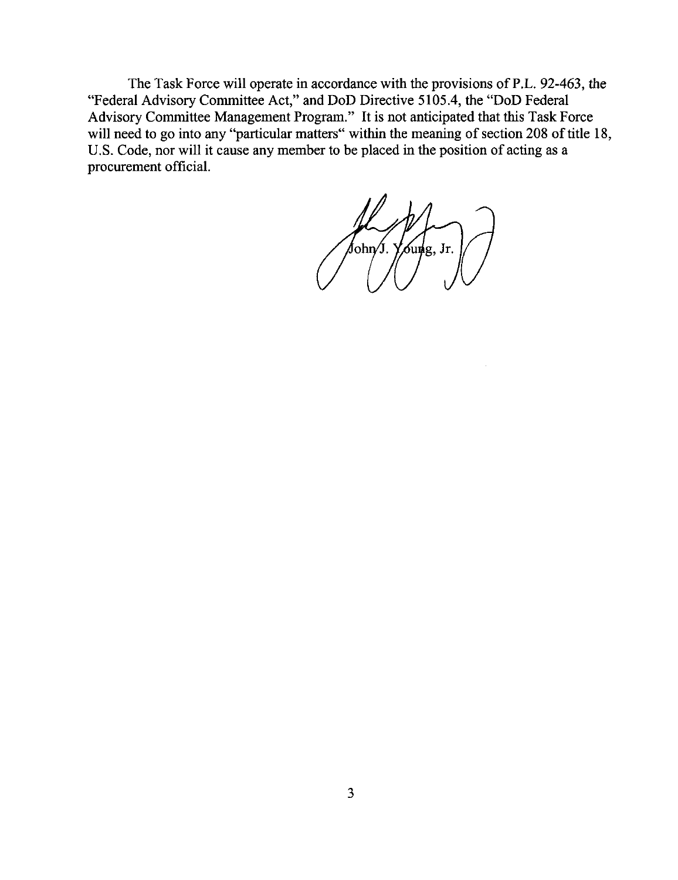The Task Force will operate in accordance with the provisions of P.L. 92-463, the "Federal Advisory Committee Act," and DoD Directive 5105.4, the "DoD Federal Advisory Committee Management Program." It is not anticipated that this Task Force will need to go into any "particular matters" within the meaning of section 208 of title 18, U.S. Code, nor will it cause any member to be placed in the position of acting as a procurement official.

John J. Young, Jr.